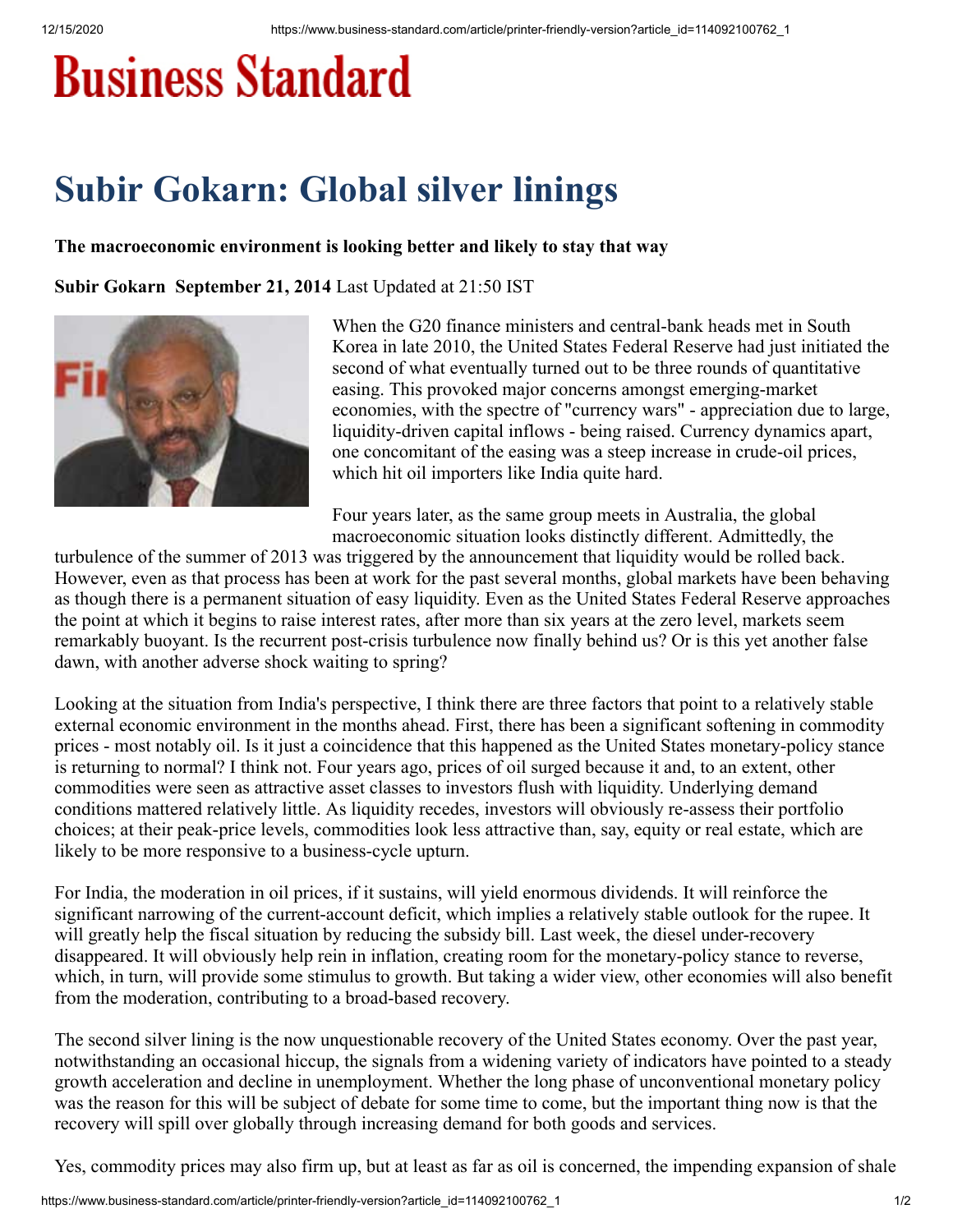# Business Standard

# Subir Gokarn: Global silver linings

**The macroeconomic environment is looking better and likely to stay that way**

**Subir Gokarn September 21, 2014** Last Updated at 21:50 IST

When the G20 finance ministers and central-bank heads met in South Korea in late 2010, the United States Federal Reserve had just initiated the second of what eventually turned out to be three rounds of quantitative easing. This provoked major concerns amongst emerging-market economies, with the spectre of "currency wars" - appreciation due to large, liquidity-driven capital inflows - being raised. Currency dynamics apart, one concomitant of the easing was a steep increase in crude-oil prices, which hit oil importers like India quite hard.

Four years later, as the same group meets in Australia, the global macroeconomic situation looks distinctly different. Admittedly, the turbulence of the summer of 2013 was triggered by the announcement that liquidity would be rolled back. However, even as that process has been at work for the past several months, global markets have been behaving as though there is a permanent situation of easy liquidity. Even as the United States Federal Reserve approaches the point at which it begins to raise interest rates, after more than six years at the zero level, markets seem remarkably buoyant. Is the recurrent post-crisis turbulence now finally behind us? Or is this yet another false dawn, with another adverse shock waiting to spring?

Looking at the situation from India's perspective, I think there are three factors that point to a relatively stable external economic environment in the months ahead. First, there has been a significant softening in commodity prices - most notably oil. Is it just a coincidence that this happened as the United States monetary-policy stance is returning to normal? I think not. Four years ago, prices of oil surged because it and, to an extent, other commodities were seen as attractive asset classes to investors flush with liquidity. Underlying demand conditions mattered relatively little. As liquidity recedes, investors will obviously re-assess their portfolio choices; at their peak-price levels, commodities look less attractive than, say, equity or real estate, which are likely to be more responsive to a business-cycle upturn.

For India, the moderation in oil prices, if it sustains, will yield enormous dividends. It will reinforce the significant narrowing of the current-account deficit, which implies a relatively stable outlook for the rupee. It will greatly help the fiscal situation by reducing the subsidy bill. Last week, the diesel under-recovery disappeared. It will obviously help rein in inflation, creating room for the monetary-policy stance to reverse, which, in turn, will provide some stimulus to growth. But taking a wider view, other economies will also benefit from the moderation, contributing to a broad-based recovery.

The second silver lining is the now unquestionable recovery of the United States economy. Over the past year, notwithstanding an occasional hiccup, the signals from a widening variety of indicators have pointed to a steady growth acceleration and decline in unemployment. Whether the long phase of unconventional monetary policy was the reason for this will be subject of debate for some time to come, but the important thing now is that the recovery will spill over globally through increasing demand for both goods and services.

Yes, commodity prices may also firm up, but at least as far as oil is concerned, the impending expansion of shale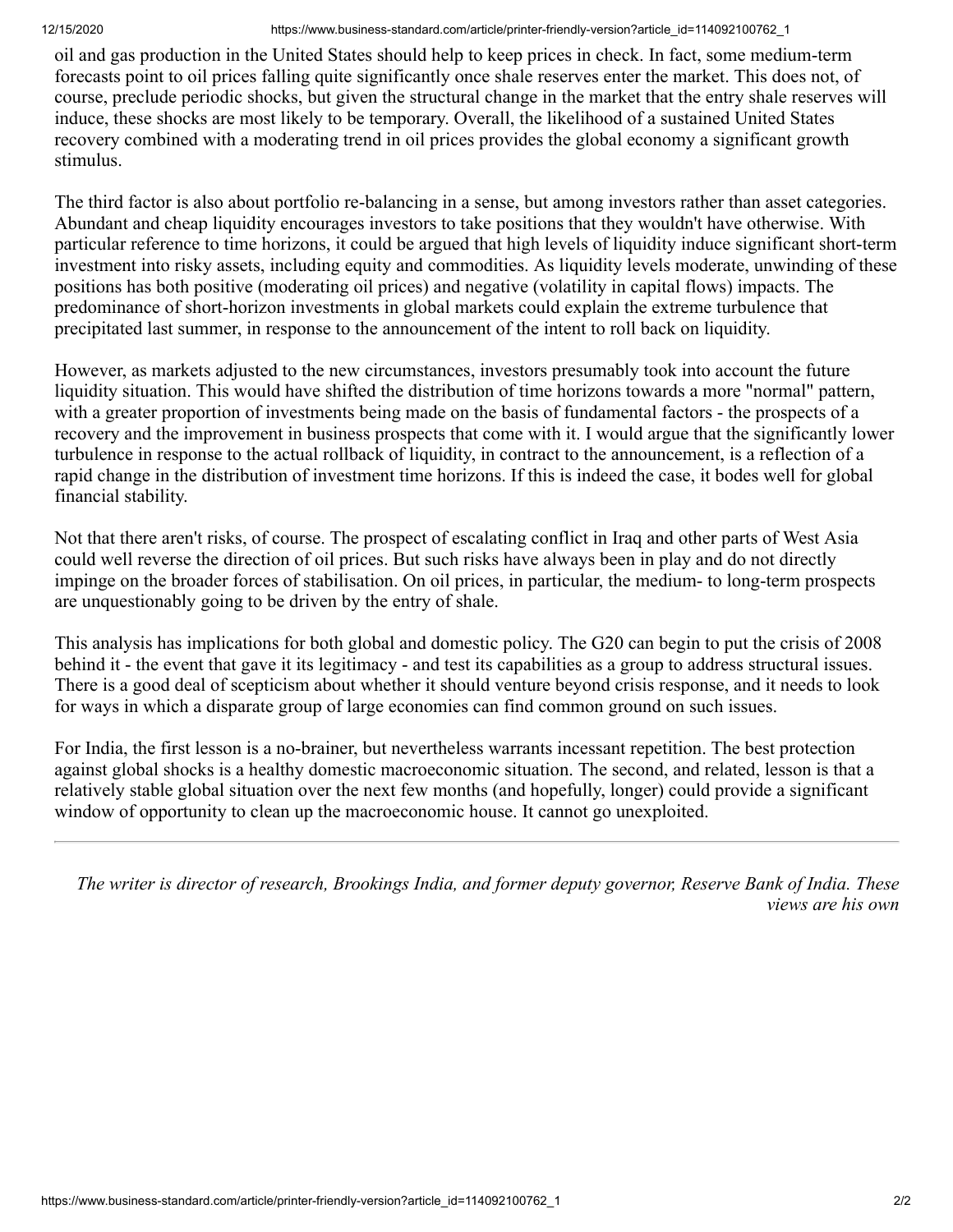oil and gas production in the United States should help to keep prices in check. In fact, some medium-term forecasts point to oil prices falling quite significantly once shale reserves enter the market. This does not, of course, preclude periodic shocks, but given the structural change in the market that the entry shale reserves will induce, these shocks are most likely to be temporary. Overall, the likelihood of a sustained United States recovery combined with a moderating trend in oil prices provides the global economy a significant growth stimulus.

The third factor is also about portfolio re-balancing in a sense, but among investors rather than asset categories. Abundant and cheap liquidity encourages investors to take positions that they wouldn't have otherwise. With particular reference to time horizons, it could be argued that high levels of liquidity induce significant short-term investment into risky assets, including equity and commodities. As liquidity levels moderate, unwinding of these positions has both positive (moderating oil prices) and negative (volatility in capital flows) impacts. The predominance of short-horizon investments in global markets could explain the extreme turbulence that precipitated last summer, in response to the announcement of the intent to roll back on liquidity.

However, as markets adjusted to the new circumstances, investors presumably took into account the future liquidity situation. This would have shifted the distribution of time horizons towards a more "normal" pattern, with a greater proportion of investments being made on the basis of fundamental factors - the prospects of a recovery and the improvement in business prospects that come with it. I would argue that the significantly lower turbulence in response to the actual rollback of liquidity, in contract to the announcement, is a reflection of a rapid change in the distribution of investment time horizons. If this is indeed the case, it bodes well for global financial stability.

Not that there aren't risks, of course. The prospect of escalating conflict in Iraq and other parts of West Asia could well reverse the direction of oil prices. But such risks have always been in play and do not directly impinge on the broader forces of stabilisation. On oil prices, in particular, the medium- to long-term prospects are unquestionably going to be driven by the entry of shale.

This analysis has implications for both global and domestic policy. The G20 can begin to put the crisis of 2008 behind it - the event that gave it its legitimacy - and test its capabilities as a group to address structural issues. There is a good deal of scepticism about whether it should venture beyond crisis response, and it needs to look for ways in which a disparate group of large economies can find common ground on such issues.

For India, the first lesson is a no-brainer, but nevertheless warrants incessant repetition. The best protection against global shocks is a healthy domestic macroeconomic situation. The second, and related, lesson is that a relatively stable global situation over the next few months (and hopefully, longer) could provide a significant window of opportunity to clean up the macroeconomic house. It cannot go unexploited.

---

*The writer is director of research, Brookings India, and former deputy governor, Reserve Bank of India. These views are his own*